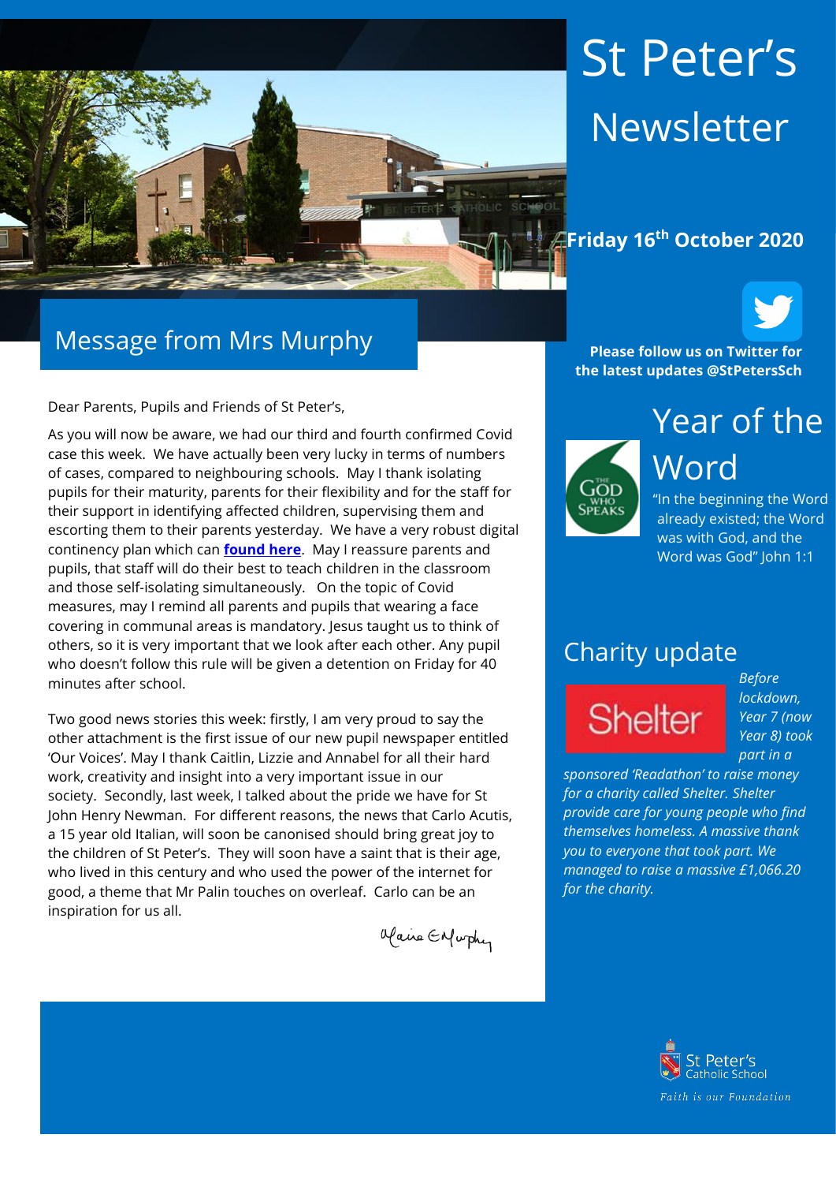# St Peter's Newsletter

**Friday 16th October 2020**

**Please follow us on Twitter for the latest updates @StPetersSch**

## Message from Mrs Murphy

Dear Parents, Pupils and Friends of St Peter's,

As you will now be aware, we had our third and fourth confirmed Covid case this week. We have actually been very lucky in terms of numbers of cases, compared to neighbouring schools. May I thank isolating pupils for their maturity, parents for their flexibility and for the staff for their support in identifying affected children, supervising them and escorting them to their parents yesterday. We have a very robust digital continency plan which can **found here**. May I reassure parents and pupils, that staff will do their best to teach children in the classroom and those self-isolating simultaneously. On the topic of Covid measures, may I remind all parents and pupils that wearing a face covering in communal areas is mandatory. Jesus taught us to think of others, so it is very important that we look after each other. Any pupil who doesn't follow this rule will be given a detention on Friday for 40 minutes after school.

Two good news stories this week: firstly, I am very proud to say the other attachment is the first issue of our new pupil newspaper entitled 'Our Voices'. May I thank Caitlin, Lizzie and Annabel for all their hard work, creativity and insight into a very important issue in our society. Secondly, last week, I talked about the pride we have for St John Henry Newman. For different reasons, the news that Carlo Acutis, a 15 year old Italian, will soon be canonised should bring great joy to the children of St Peter's. They will soon have a saint that is their age, who lived in this century and who used the power of the internet for good, a theme that Mr Palin touches on overleaf. Carlo can be an inspiration for us all.

Claire E Murphy

## Year of the Word

"In the beginning the Word already existed; the Word was with God, and the Word was God" John 1:1

## Charity update

*Before lockdown, Year 7 (now Year 8) took part in a sponsored 'Readathon' to raise money for a charity called Shelter. Shelter provide care for young people who find themselves homeless. A massive thank you to everyone that took part. We managed to raise a massive £1,066.20 for the charity.*

St Peter's Catholic School

*Faith is our Foundation*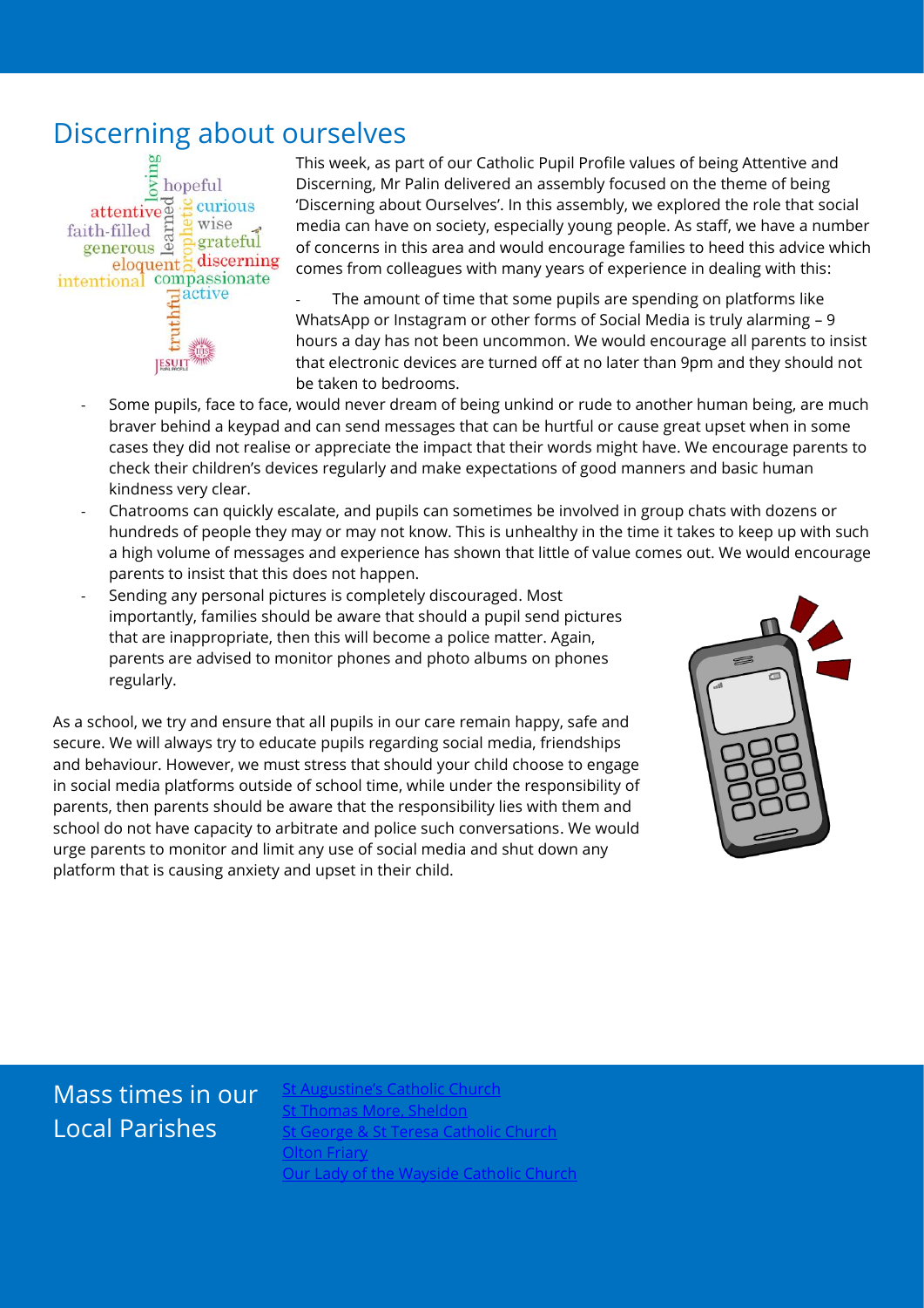## Discerning about ourselves

This week, as part of our Catholic Pupil Profile values of being Attentive and Discerning, Mr Palin delivered an assembly focused on the theme of being 'Discerning about Ourselves'. In this assembly, we explored the role that social media can have on society, especially young people. As staff, we have a number of concerns in this area and would encourage families to heed this advice which comes from colleagues with many years of experience in dealing with this:

- The amount of time that some pupils are spending on platforms like WhatsApp or Instagram or other forms of Social Media is truly alarming – 9 hours a day has not been uncommon. We would encourage all parents to insist that electronic devices are turned off at no later than 9pm and they should not be taken to bedrooms.
- Some pupils, face to face, would never dream of being unkind or rude to another human being, are much braver behind a keypad and can send messages that can be hurtful or cause great upset when in some cases they did not realise or appreciate the impact that their words might have. We encourage parents to check their children's devices regularly and make expectations of good manners and basic human kindness very clear.
- Chatrooms can quickly escalate, and pupils can sometimes be involved in group chats with dozens or hundreds of people they may or may not know. This is unhealthy in the time it takes to keep up with such a high volume of messages and experience has shown that little of value comes out. We would encourage parents to insist that this does not happen.
- Sending any personal pictures is completely discouraged. Most importantly, families should be aware that should a pupil send pictures that are inappropriate, then this will become a police matter. Again, parents are advised to monitor phones and photo albums on phones regularly.

As a school, we try and ensure that all pupils in our care remain happy, safe and secure. We will always try to educate pupils regarding social media, friendships and behaviour. However, we must stress that should your child choose to engage in social media platforms outside of school time, while under the responsibility of parents, then parents should be aware that the responsibility lies with them and school do not have capacity to arbitrate and police such conversations. We would urge parents to monitor and limit any use of social media and shut down any platform that is causing anxiety and upset in their child.

## Mass times in our Local Parishes

- St Augustine's Catholic Church
- St Thomas More, Sheldon
- St George & St Teresa Catholic Church
- Olton Friary
- Our Lady of the Wayside Catholic Church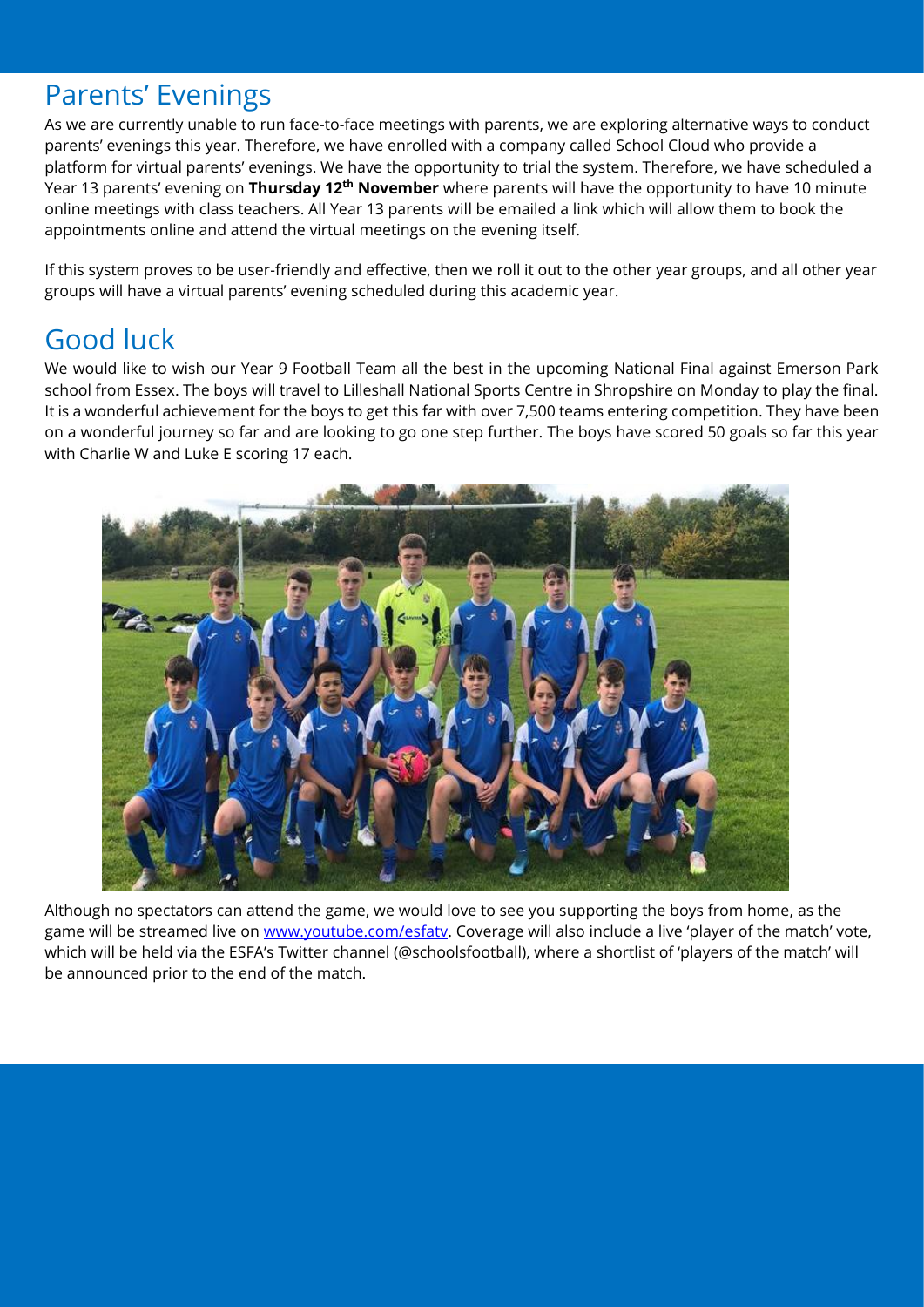## Parents' Evenings

As we are currently unable to run face-to-face meetings with parents, we are exploring alternative ways to conduct parents' evenings this year. Therefore, we have enrolled with a company called School Cloud who provide a platform for virtual parents' evenings. We have the opportunity to trial the system. Therefore, we have scheduled a Year 13 parents' evening on **Thursday 12th November** where parents will have the opportunity to have 10 minute online meetings with class teachers. All Year 13 parents will be emailed a link which will allow them to book the appointments online and attend the virtual meetings on the evening itself.

If this system proves to be user-friendly and effective, then we roll it out to the other year groups, and all other year groups will have a virtual parents' evening scheduled during this academic year.

## Good luck

We would like to wish our Year 9 Football Team all the best in the upcoming National Final against Emerson Park school from Essex. The boys will travel to Lilleshall National Sports Centre in Shropshire on Monday to play the final. It is a wonderful achievement for the boys to get this far with over 7,500 teams entering competition. They have been on a wonderful journey so far and are looking to go one step further. The boys have scored 50 goals so far this year with Charlie W and Luke E scoring 17 each.

Although no spectators can attend the game, we would love to see you supporting the boys from home, as the game will be streamed live on [www.youtube.com/esfatv](http://www.youtube.com/esfatv). Coverage will also include a live 'player of the match' vote, which will be held via the ESFA's Twitter channel (@schoolsfootball), where a shortlist of 'players of the match' will be announced prior to the end of the match.